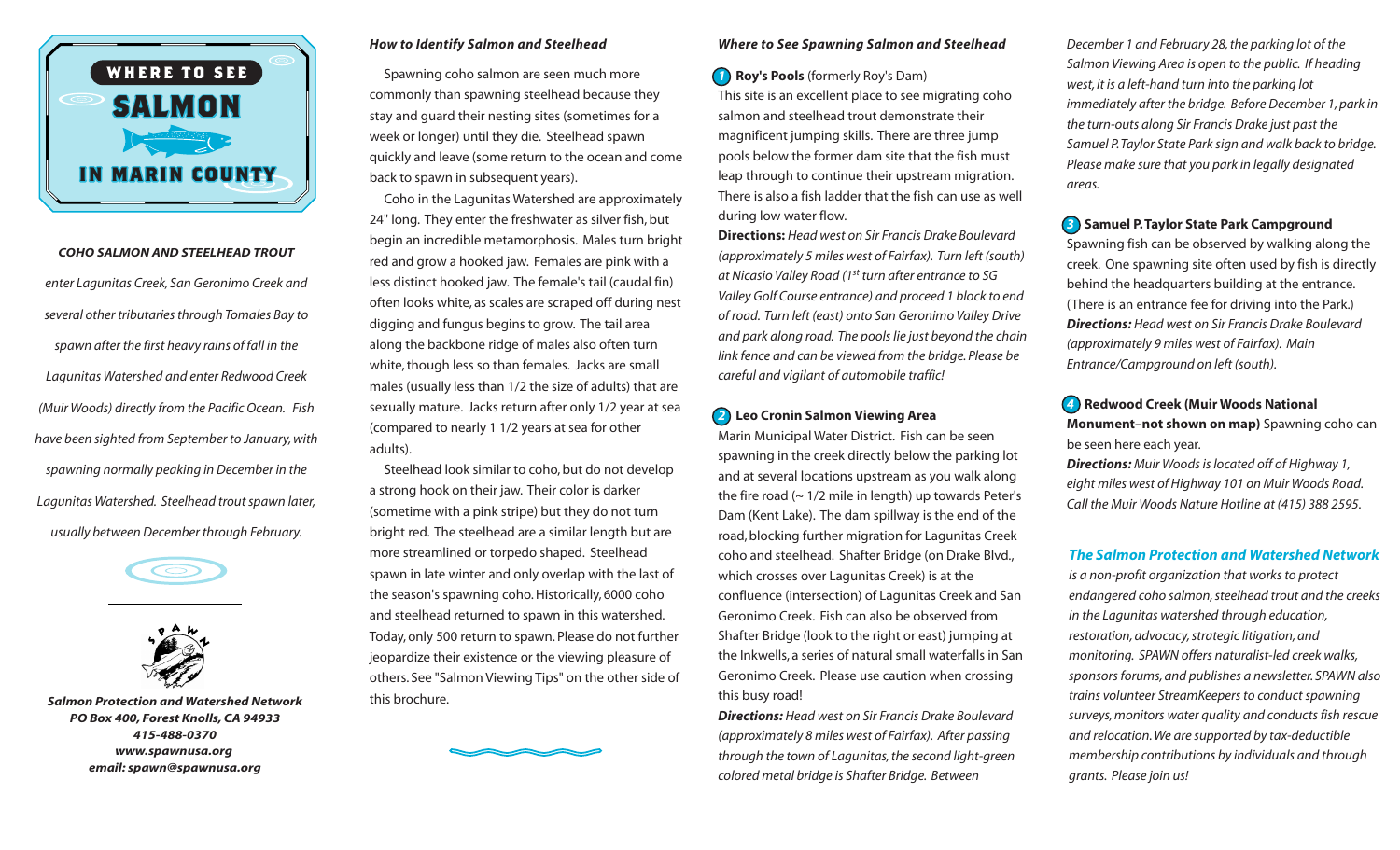# WHERE TO SEE SALMON IN MARIN COUNTY

***COHO SALMON AND STEELHEAD TROUT***

*enter Lagunitas Creek, San Geronimo Creek and several other tributaries through Tomales Bay to spawn after the first heavy rains of fall in the Lagunitas Watershed and enter Redwood Creek (Muir Woods) directly from the Pacific Ocean. Fish have been sighted from September to January, with spawning normally peaking in December in the Lagunitas Watershed. Steelhead trout spawn later, usually between December through February.*

***Salmon Protection and Watershed Network***
***PO Box 400, Forest Knolls, CA 94933***
***415-488-0370***
***www.spawnusa.org***
***email: spawn@spawnusa.org***

## *How to Identify Salmon and Steelhead*

Spawning coho salmon are seen much more commonly than spawning steelhead because they stay and guard their nesting sites (sometimes for a week or longer) until they die. Steelhead spawn quickly and leave (some return to the ocean and come back to spawn in subsequent years).

Coho in the Lagunitas Watershed are approximately 24" long. They enter the freshwater as silver fish, but begin an incredible metamorphosis. Males turn bright red and grow a hooked jaw. Females are pink with a less distinct hooked jaw. The female's tail (caudal fin) often looks white, as scales are scraped off during nest digging and fungus begins to grow. The tail area along the backbone ridge of males also often turn white, though less so than females. Jacks are small males (usually less than 1/2 the size of adults) that are sexually mature. Jacks return after only 1/2 year at sea (compared to nearly 1 1/2 years at sea for other adults).

Steelhead look similar to coho, but do not develop a strong hook on their jaw. Their color is darker (sometime with a pink stripe) but they do not turn bright red. The steelhead are a similar length but are more streamlined or torpedo shaped. Steelhead spawn in late winter and only overlap with the last of the season's spawning coho. Historically, 6000 coho and steelhead returned to spawn in this watershed. Today, only 500 return to spawn. Please do not further jeopardize their existence or the viewing pleasure of others. See "Salmon Viewing Tips" on the other side of this brochure.

## *Where to See Spawning Salmon and Steelhead*

### 1 Roy's Pools (formerly Roy's Dam)

This site is an excellent place to see migrating coho salmon and steelhead trout demonstrate their magnificent jumping skills. There are three jump pools below the former dam site that the fish must leap through to continue their upstream migration. There is also a fish ladder that the fish can use as well during low water flow.

**Directions:** *Head west on Sir Francis Drake Boulevard (approximately 5 miles west of Fairfax). Turn left (south) at Nicasio Valley Road (1st turn after entrance to SG Valley Golf Course entrance) and proceed 1 block to end of road. Turn left (east) onto San Geronimo Valley Drive and park along road. The pools lie just beyond the chain link fence and can be viewed from the bridge. Please be careful and vigilant of automobile traffic!*

### 2 Leo Cronin Salmon Viewing Area

Marin Municipal Water District. Fish can be seen spawning in the creek directly below the parking lot and at several locations upstream as you walk along the fire road (~ 1/2 mile in length) up towards Peter's Dam (Kent Lake). The dam spillway is the end of the road, blocking further migration for Lagunitas Creek coho and steelhead. Shafter Bridge (on Drake Blvd., which crosses over Lagunitas Creek) is at the confluence (intersection) of Lagunitas Creek and San Geronimo Creek. Fish can also be observed from Shafter Bridge (look to the right or east) jumping at the Inkwells, a series of natural small waterfalls in San Geronimo Creek. Please use caution when crossing this busy road!

***Directions:*** *Head west on Sir Francis Drake Boulevard (approximately 8 miles west of Fairfax). After passing through the town of Lagunitas, the second light-green colored metal bridge is Shafter Bridge. Between December 1 and February 28, the parking lot of the Salmon Viewing Area is open to the public. If heading west, it is a left-hand turn into the parking lot immediately after the bridge. Before December 1, park in the turn-outs along Sir Francis Drake just past the Samuel P. Taylor State Park sign and walk back to bridge. Please make sure that you park in legally designated areas.*

### 3 Samuel P. Taylor State Park Campground

Spawning fish can be observed by walking along the creek. One spawning site often used by fish is directly behind the headquarters building at the entrance. (There is an entrance fee for driving into the Park.)

***Directions:*** *Head west on Sir Francis Drake Boulevard (approximately 9 miles west of Fairfax). Main Entrance/Campground on left (south).*

### 4 Redwood Creek (Muir Woods National Monument–not shown on map)

Spawning coho can be seen here each year.

***Directions:*** *Muir Woods is located off of Highway 1, eight miles west of Highway 101 on Muir Woods Road. Call the Muir Woods Nature Hotline at (415) 388 2595.*

***The Salmon Protection and Watershed Network*** *is a non-profit organization that works to protect endangered coho salmon, steelhead trout and the creeks in the Lagunitas watershed through education, restoration, advocacy, strategic litigation, and monitoring. SPAWN offers naturalist-led creek walks, sponsors forums, and publishes a newsletter. SPAWN also trains volunteer StreamKeepers to conduct spawning surveys, monitors water quality and conducts fish rescue and relocation. We are supported by tax-deductible membership contributions by individuals and through grants. Please join us!*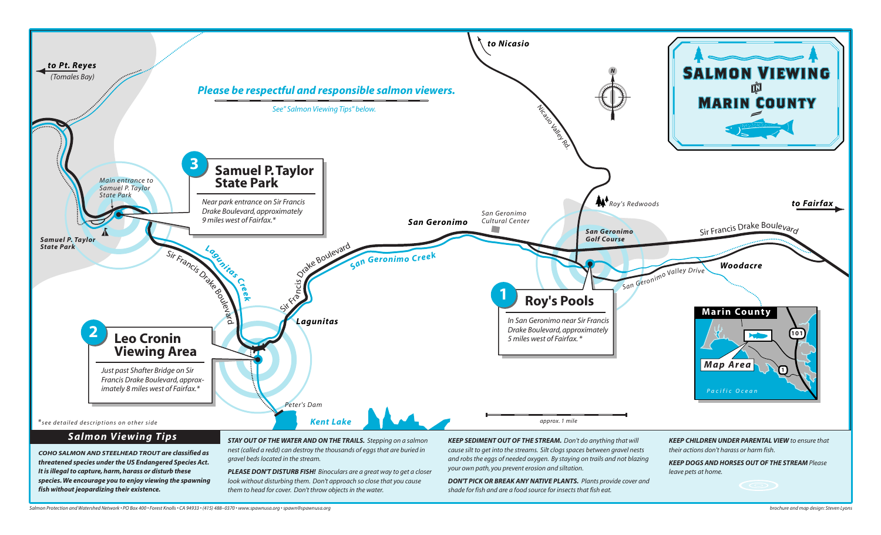# Salmon Viewing in Marin County

*Please be respectful and responsible salmon viewers.*

*See "Salmon Viewing Tips" below.*

## 1 Roy's Pools

*In San Geronimo near Sir Francis Drake Boulevard, approximately 5 miles west of Fairfax.**

## 2 Leo Cronin Viewing Area

*Just past Shafter Bridge on Sir Francis Drake Boulevard, approximately 8 miles west of Fairfax.**

## 3 Samuel P. Taylor State Park

*Near park entrance on Sir Francis Drake Boulevard, approximately 9 miles west of Fairfax.**

to Pt. Reyes (Tomales Bay)

to Nicasio

to Fairfax

Main entrance to Samuel P. Taylor State Park

Samuel P. Taylor State Park

Lagunitas Creek

Sir Francis Drake Boulevard

San Geronimo

San Geronimo Cultural Center

San Geronimo Creek

Nicasio Valley Rd.

Roy's Redwoods

San Geronimo Golf Course

San Geronimo Valley Drive

Woodacre

Lagunitas

Peter's Dam

Kent Lake

approx. 1 mile

Marin County

Map Area

101

1

Pacific Ocean

*\*see detailed descriptions on other side*

## Salmon Viewing Tips

***COHO SALMON AND STEELHEAD TROUT are classified as threatened species under the US Endangered Species Act. It is illegal to capture, harm, harass or disturb these species. We encourage you to enjoy viewing the spawning fish without jeopardizing their existence.***

***STAY OUT OF THE WATER AND ON THE TRAILS.*** *Stepping on a salmon nest (called a redd) can destroy the thousands of eggs that are buried in gravel beds located in the stream.*

***PLEASE DON'T DISTURB FISH!*** *Binoculars are a great way to get a closer look without disturbing them. Don't approach so close that you cause them to head for cover. Don't throw objects in the water.*

***KEEP SEDIMENT OUT OF THE STREAM.*** *Don't do anything that will cause silt to get into the streams. Silt clogs spaces between gravel nests and robs the eggs of needed oxygen. By staying on trails and not blazing your own path, you prevent erosion and siltation.*

***DON'T PICK OR BREAK ANY NATIVE PLANTS.*** *Plants provide cover and shade for fish and are a food source for insects that fish eat.*

***KEEP CHILDREN UNDER PARENTAL VIEW*** *to ensure that their actions don't harass or harm fish.*

***KEEP DOGS AND HORSES OUT OF THE STREAM*** *Please leave pets at home.*

*Salmon Protection and Watershed Network • PO Box 400 • Forest Knolls • CA 94933 • (415) 488–0370 • www.spawnusa.org • spawn@spawnusa.org*

*brochure and map design: Steven Lyons*